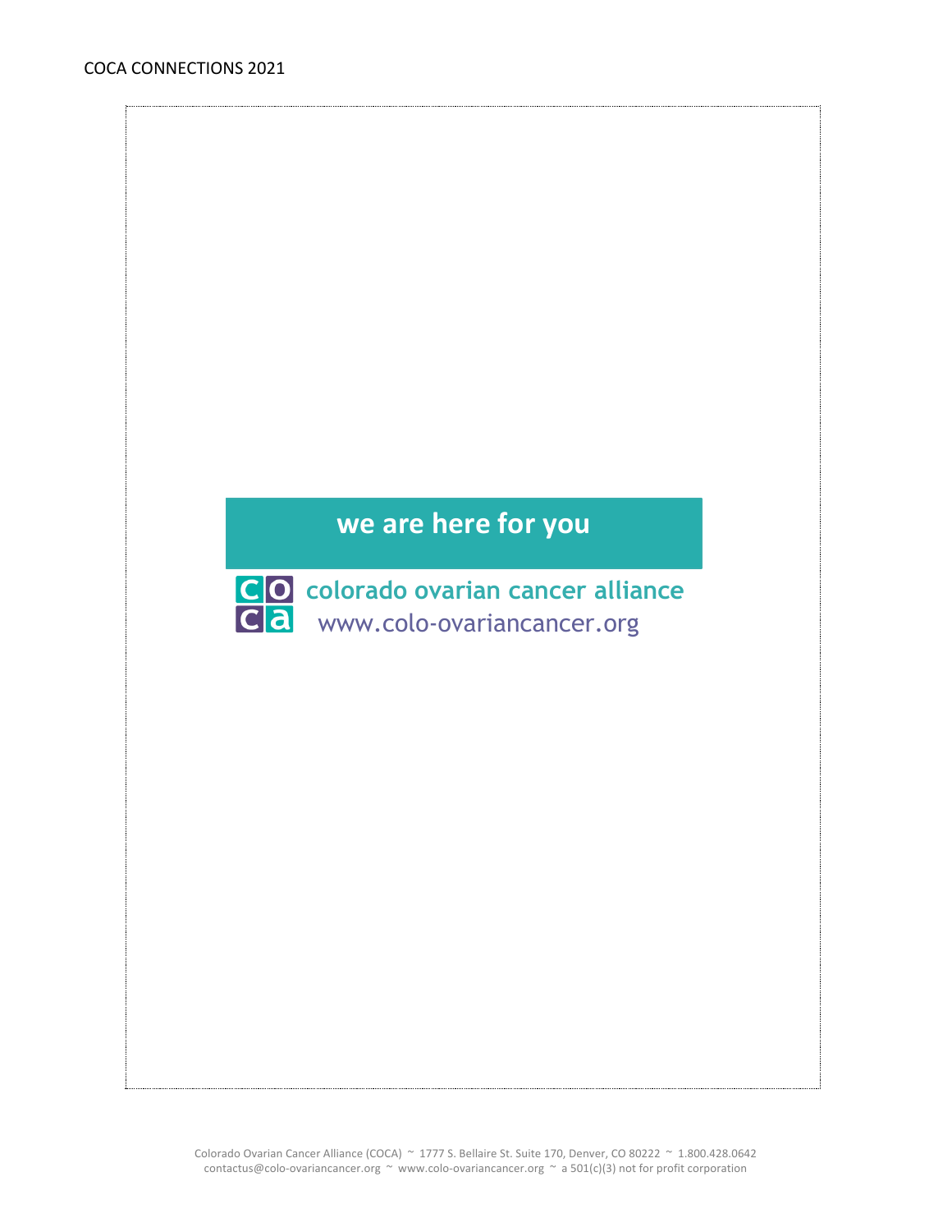we are here for you

**colorado ovarian cancer alliance**

www.colo-ovariancancer.org

Colorado Ovarian Cancer Alliance (COCA) ~ 1777 S. Bellaire St. Suite 170, Denver, CO 80222 ~ 1.800.428.0642
contactus@colo-ovariancancer.org ~ www.colo-ovariancancer.org ~ a 501(c)(3) not for profit corporation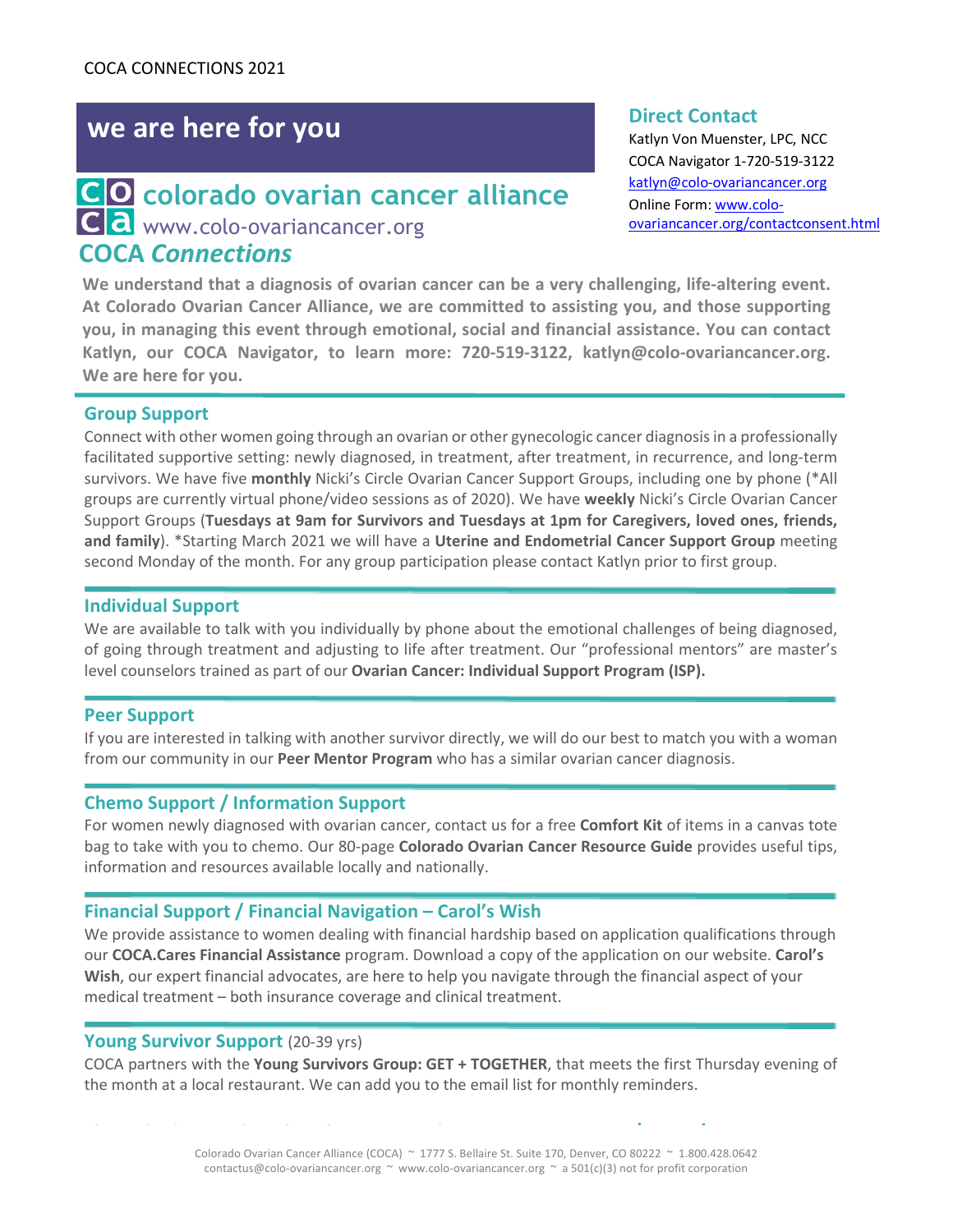we are here for you

# colorado ovarian cancer alliance

www.colo-ovariancancer.org

## COCA *Connections*

### Direct Contact

Katlyn Von Muenster, LPC, NCC
COCA Navigator 1-720-519-3122
katlyn@colo-ovariancancer.org
Online Form: www.colo-ovariancancer.org/contactconsent.html

**We understand that a diagnosis of ovarian cancer can be a very challenging, life-altering event. At Colorado Ovarian Cancer Alliance, we are committed to assisting you, and those supporting you, in managing this event through emotional, social and financial assistance. You can contact Katlyn, our COCA Navigator, to learn more: 720-519-3122, katlyn@colo-ovariancancer.org. We are here for you.**

### Group Support

Connect with other women going through an ovarian or other gynecologic cancer diagnosis in a professionally facilitated supportive setting: newly diagnosed, in treatment, after treatment, in recurrence, and long-term survivors. We have five **monthly** Nicki's Circle Ovarian Cancer Support Groups, including one by phone (*All groups are currently virtual phone/video sessions as of 2020). We have **weekly** Nicki's Circle Ovarian Cancer Support Groups (**Tuesdays at 9am for Survivors and Tuesdays at 1pm for Caregivers, loved ones, friends, and family**). *Starting March 2021 we will have a **Uterine and Endometrial Cancer Support Group** meeting second Monday of the month. For any group participation please contact Katlyn prior to first group.

### Individual Support

We are available to talk with you individually by phone about the emotional challenges of being diagnosed, of going through treatment and adjusting to life after treatment. Our "professional mentors" are master's level counselors trained as part of our **Ovarian Cancer: Individual Support Program (ISP).**

### Peer Support

If you are interested in talking with another survivor directly, we will do our best to match you with a woman from our community in our **Peer Mentor Program** who has a similar ovarian cancer diagnosis.

### Chemo Support / Information Support

For women newly diagnosed with ovarian cancer, contact us for a free **Comfort Kit** of items in a canvas tote bag to take with you to chemo. Our 80-page **Colorado Ovarian Cancer Resource Guide** provides useful tips, information and resources available locally and nationally.

### Financial Support / Financial Navigation – Carol's Wish

We provide assistance to women dealing with financial hardship based on application qualifications through our **COCA.Cares Financial Assistance** program. Download a copy of the application on our website. **Carol's Wish**, our expert financial advocates, are here to help you navigate through the financial aspect of your medical treatment – both insurance coverage and clinical treatment.

### Young Survivor Support (20-39 yrs)

COCA partners with the **Young Survivors Group: GET + TOGETHER**, that meets the first Thursday evening of the month at a local restaurant. We can add you to the email list for monthly reminders.

Colorado Ovarian Cancer Alliance (COCA) ~ 1777 S. Bellaire St. Suite 170, Denver, CO 80222 ~ 1.800.428.0642
contactus@colo-ovariancancer.org ~ www.colo-ovariancancer.org ~ a 501(c)(3) not for profit corporation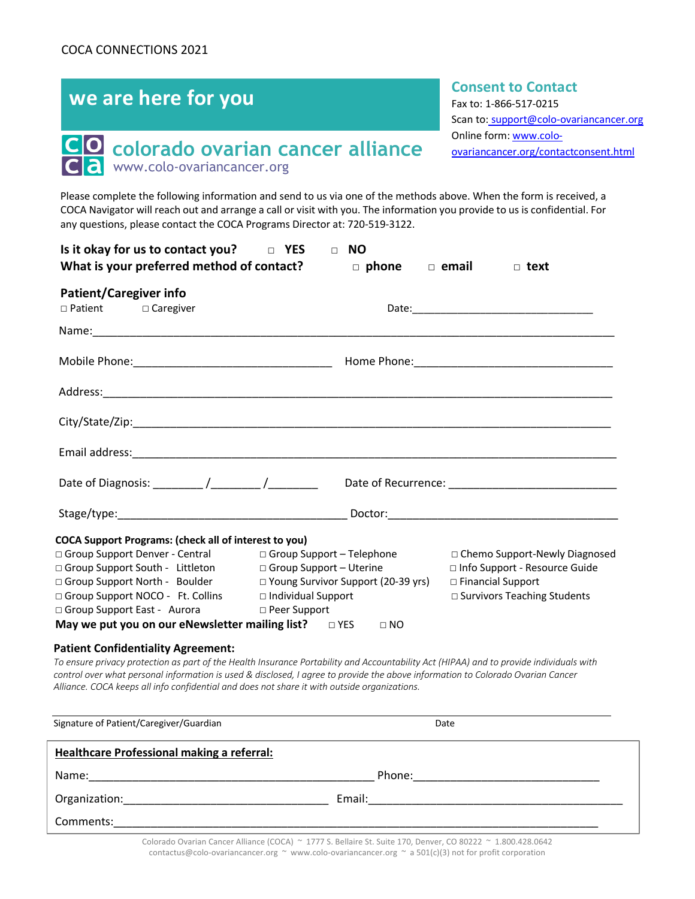COCA CONNECTIONS 2021

## we are here for you

# colorado ovarian cancer alliance

www.colo-ovariancancer.org

### Consent to Contact

Fax to: 1-866-517-0215
Scan to: support@colo-ovariancancer.org
Online form: www.colo-ovariancancer.org/contactconsent.html

Please complete the following information and send to us via one of the methods above. When the form is received, a COCA Navigator will reach out and arrange a call or visit with you. The information you provide to us is confidential. For any questions, please contact the COCA Programs Director at: 720-519-3122.

**Is it okay for us to contact you?** □ **YES** □ **NO**
**What is your preferred method of contact?** □ **phone** □ **email** □ **text**

### Patient/Caregiver info

□ Patient □ Caregiver Date:______________________________

Name:______________________________________________________________________________

Mobile Phone:_______________________________ Home Phone:_______________________________

Address:_____________________________________________________________________________

City/State/Zip:_______________________________________________________________________

Email address:________________________________________________________________________

Date of Diagnosis: ________ /________ /________ Date of Recurrence: ___________________________

Stage/type:_____________________________________ Doctor:_____________________________________

**COCA Support Programs: (check all of interest to you)**

- □ Group Support Denver - Central
- □ Group Support South - Littleton
- □ Group Support North - Boulder
- □ Group Support NOCO - Ft. Collins
- □ Group Support East - Aurora
- □ Group Support – Telephone
- □ Group Support – Uterine
- □ Young Survivor Support (20-39 yrs)
- □ Individual Support
- □ Peer Support
- □ Chemo Support-Newly Diagnosed
- □ Info Support - Resource Guide
- □ Financial Support
- □ Survivors Teaching Students

**May we put you on our eNewsletter mailing list?** □ YES □ NO

**Patient Confidentiality Agreement:**

*To ensure privacy protection as part of the Health Insurance Portability and Accountability Act (HIPAA) and to provide individuals with control over what personal information is used & disclosed, I agree to provide the above information to Colorado Ovarian Cancer Alliance. COCA keeps all info confidential and does not share it with outside organizations.*

______________________________________________________________________________

Signature of Patient/Caregiver/Guardian Date

**Healthcare Professional making a referral:**

Name:_______________________________________________ Phone:______________________________

Organization:________________________________ Email:_______________________________________

Comments:_____________________________________________________________________________

Colorado Ovarian Cancer Alliance (COCA) ~ 1777 S. Bellaire St. Suite 170, Denver, CO 80222 ~ 1.800.428.0642
contactus@colo-ovariancancer.org ~ www.colo-ovariancancer.org ~ a 501(c)(3) not for profit corporation